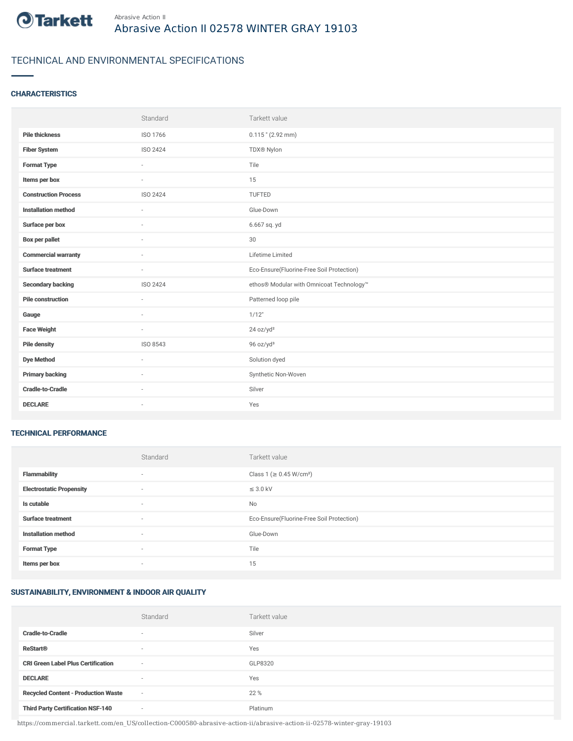Abrasive Action II

# Abrasive Action II 02578 WINTER GRAY 19103

## TECHNICAL AND ENVIRONMENTAL SPECIFICATIONS

### CHARACTERISTICS

| | Standard | Tarkett value |
|---|---|---|
| **Pile thickness** | ISO 1766 | 0.115 " (2.92 mm) |
| **Fiber System** | ISO 2424 | TDX® Nylon |
| **Format Type** | - | Tile |
| **Items per box** | - | 15 |
| **Construction Process** | ISO 2424 | TUFTED |
| **Installation method** | - | Glue-Down |
| **Surface per box** | - | 6.667 sq. yd |
| **Box per pallet** | - | 30 |
| **Commercial warranty** | - | Lifetime Limited |
| **Surface treatment** | - | Eco-Ensure(Fluorine-Free Soil Protection) |
| **Secondary backing** | ISO 2424 | ethos® Modular with Omnicoat Technology™ |
| **Pile construction** | - | Patterned loop pile |
| **Gauge** | - | 1/12" |
| **Face Weight** | - | 24 oz/yd² |
| **Pile density** | ISO 8543 | 96 oz/yd³ |
| **Dye Method** | - | Solution dyed |
| **Primary backing** | - | Synthetic Non-Woven |
| **Cradle-to-Cradle** | - | Silver |
| **DECLARE** | - | Yes |

### TECHNICAL PERFORMANCE

| | Standard | Tarkett value |
|---|---|---|
| **Flammability** | - | Class 1 (≥ 0.45 W/cm²) |
| **Electrostatic Propensity** | - | ≤ 3.0 kV |
| **Is cutable** | - | No |
| **Surface treatment** | - | Eco-Ensure(Fluorine-Free Soil Protection) |
| **Installation method** | - | Glue-Down |
| **Format Type** | - | Tile |
| **Items per box** | - | 15 |

### SUSTAINABILITY, ENVIRONMENT & INDOOR AIR QUALITY

| | Standard | Tarkett value |
|---|---|---|
| **Cradle-to-Cradle** | - | Silver |
| **ReStart®** | - | Yes |
| **CRI Green Label Plus Certification** | - | GLP8320 |
| **DECLARE** | - | Yes |
| **Recycled Content - Production Waste** | - | 22 % |
| **Third Party Certification NSF-140** | - | Platinum |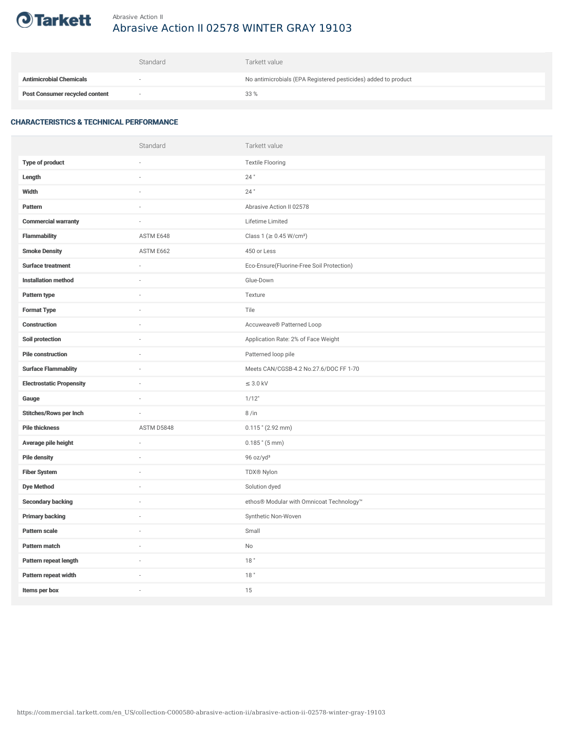Abrasive Action II

# Abrasive Action II 02578 WINTER GRAY 19103

| | Standard | Tarkett value |
|---|---|---|
| **Antimicrobial Chemicals** | - | No antimicrobials (EPA Registered pesticides) added to product |
| **Post Consumer recycled content** | - | 33 % |

## CHARACTERISTICS & TECHNICAL PERFORMANCE

| | Standard | Tarkett value |
|---|---|---|
| **Type of product** | - | Textile Flooring |
| **Length** | - | 24 " |
| **Width** | - | 24 " |
| **Pattern** | - | Abrasive Action II 02578 |
| **Commercial warranty** | - | Lifetime Limited |
| **Flammability** | ASTM E648 | Class 1 (≥ 0.45 W/cm²) |
| **Smoke Density** | ASTM E662 | 450 or Less |
| **Surface treatment** | - | Eco-Ensure(Fluorine-Free Soil Protection) |
| **Installation method** | - | Glue-Down |
| **Pattern type** | - | Texture |
| **Format Type** | - | Tile |
| **Construction** | - | Accuweave® Patterned Loop |
| **Soil protection** | - | Application Rate: 2% of Face Weight |
| **Pile construction** | - | Patterned loop pile |
| **Surface Flammablity** | - | Meets CAN/CGSB-4.2 No.27.6/DOC FF 1-70 |
| **Electrostatic Propensity** | - | ≤ 3.0 kV |
| **Gauge** | - | 1/12" |
| **Stitches/Rows per Inch** | - | 8 /in |
| **Pile thickness** | ASTM D5848 | 0.115 " (2.92 mm) |
| **Average pile height** | - | 0.185 " (5 mm) |
| **Pile density** | - | 96 oz/yd³ |
| **Fiber System** | - | TDX® Nylon |
| **Dye Method** | - | Solution dyed |
| **Secondary backing** | - | ethos® Modular with Omnicoat Technology™ |
| **Primary backing** | - | Synthetic Non-Woven |
| **Pattern scale** | - | Small |
| **Pattern match** | - | No |
| **Pattern repeat length** | - | 18 " |
| **Pattern repeat width** | - | 18 " |
| **Items per box** | - | 15 |